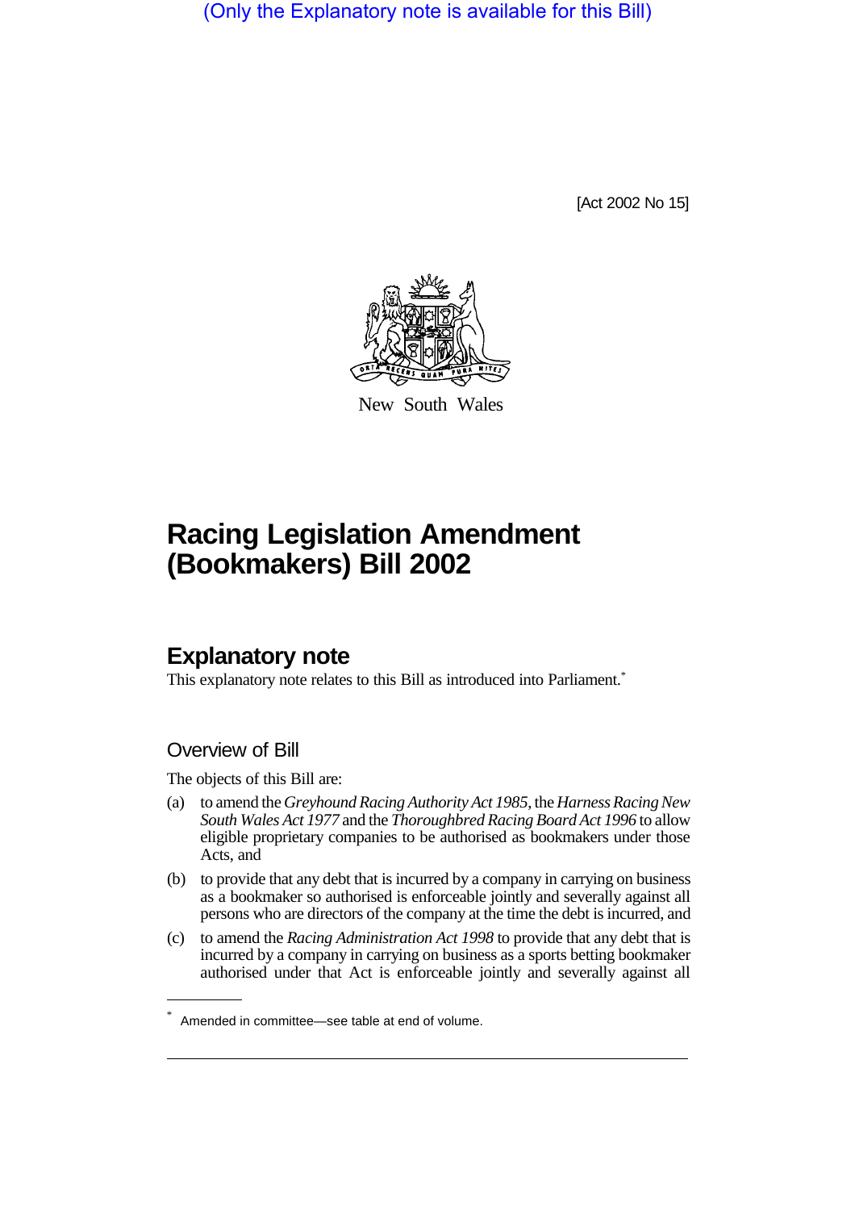(Only the Explanatory note is available for this Bill)

[Act 2002 No 15]

New South Wales

# Racing Legislation Amendment (Bookmakers) Bill 2002

## Explanatory note

This explanatory note relates to this Bill as introduced into Parliament.*

### Overview of Bill

The objects of this Bill are:

(a) to amend the *Greyhound Racing Authority Act 1985*, the *Harness Racing New South Wales Act 1977* and the *Thoroughbred Racing Board Act 1996* to allow eligible proprietary companies to be authorised as bookmakers under those Acts, and

(b) to provide that any debt that is incurred by a company in carrying on business as a bookmaker so authorised is enforceable jointly and severally against all persons who are directors of the company at the time the debt is incurred, and

(c) to amend the *Racing Administration Act 1998* to provide that any debt that is incurred by a company in carrying on business as a sports betting bookmaker authorised under that Act is enforceable jointly and severally against all

* Amended in committee—see table at end of volume.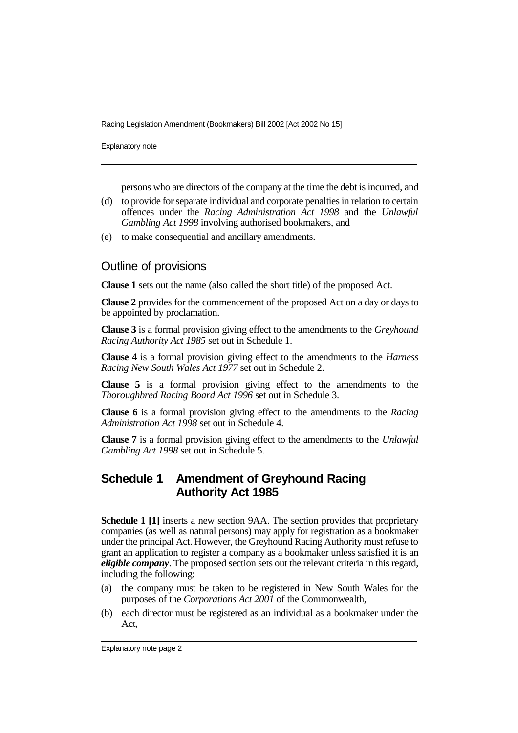persons who are directors of the company at the time the debt is incurred, and

(d) to provide for separate individual and corporate penalties in relation to certain offences under the *Racing Administration Act 1998* and the *Unlawful Gambling Act 1998* involving authorised bookmakers, and

(e) to make consequential and ancillary amendments.

## Outline of provisions

**Clause 1** sets out the name (also called the short title) of the proposed Act.

**Clause 2** provides for the commencement of the proposed Act on a day or days to be appointed by proclamation.

**Clause 3** is a formal provision giving effect to the amendments to the *Greyhound Racing Authority Act 1985* set out in Schedule 1.

**Clause 4** is a formal provision giving effect to the amendments to the *Harness Racing New South Wales Act 1977* set out in Schedule 2.

**Clause 5** is a formal provision giving effect to the amendments to the *Thoroughbred Racing Board Act 1996* set out in Schedule 3.

**Clause 6** is a formal provision giving effect to the amendments to the *Racing Administration Act 1998* set out in Schedule 4.

**Clause 7** is a formal provision giving effect to the amendments to the *Unlawful Gambling Act 1998* set out in Schedule 5.

## Schedule 1 Amendment of Greyhound Racing Authority Act 1985

**Schedule 1 [1]** inserts a new section 9AA. The section provides that proprietary companies (as well as natural persons) may apply for registration as a bookmaker under the principal Act. However, the Greyhound Racing Authority must refuse to grant an application to register a company as a bookmaker unless satisfied it is an ***eligible company***. The proposed section sets out the relevant criteria in this regard, including the following:

(a) the company must be taken to be registered in New South Wales for the purposes of the *Corporations Act 2001* of the Commonwealth,

(b) each director must be registered as an individual as a bookmaker under the Act,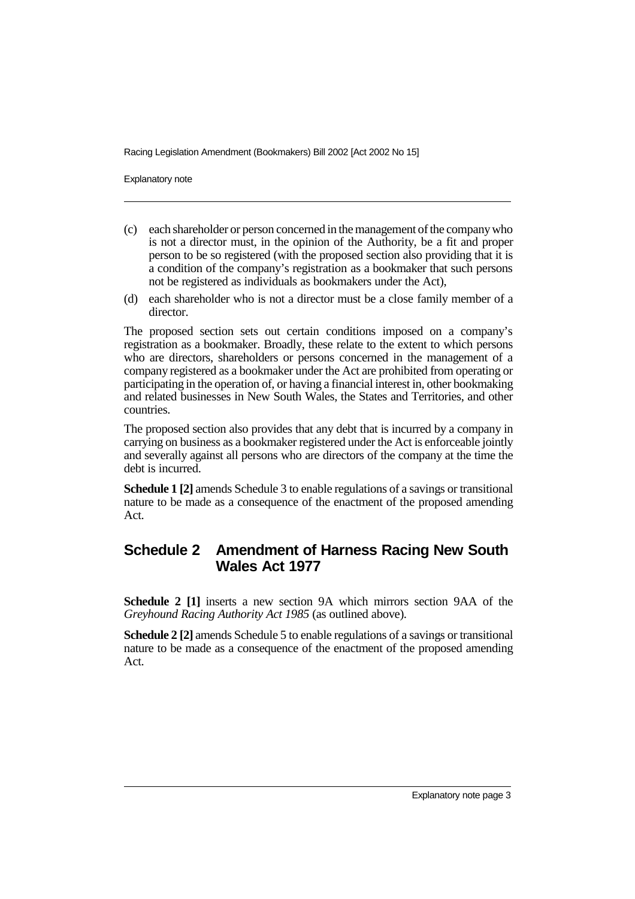(c) each shareholder or person concerned in the management of the company who is not a director must, in the opinion of the Authority, be a fit and proper person to be so registered (with the proposed section also providing that it is a condition of the company's registration as a bookmaker that such persons not be registered as individuals as bookmakers under the Act),

(d) each shareholder who is not a director must be a close family member of a director.

The proposed section sets out certain conditions imposed on a company's registration as a bookmaker. Broadly, these relate to the extent to which persons who are directors, shareholders or persons concerned in the management of a company registered as a bookmaker under the Act are prohibited from operating or participating in the operation of, or having a financial interest in, other bookmaking and related businesses in New South Wales, the States and Territories, and other countries.

The proposed section also provides that any debt that is incurred by a company in carrying on business as a bookmaker registered under the Act is enforceable jointly and severally against all persons who are directors of the company at the time the debt is incurred.

**Schedule 1 [2]** amends Schedule 3 to enable regulations of a savings or transitional nature to be made as a consequence of the enactment of the proposed amending Act.

## Schedule 2 Amendment of Harness Racing New South Wales Act 1977

**Schedule 2 [1]** inserts a new section 9A which mirrors section 9AA of the *Greyhound Racing Authority Act 1985* (as outlined above).

**Schedule 2 [2]** amends Schedule 5 to enable regulations of a savings or transitional nature to be made as a consequence of the enactment of the proposed amending Act.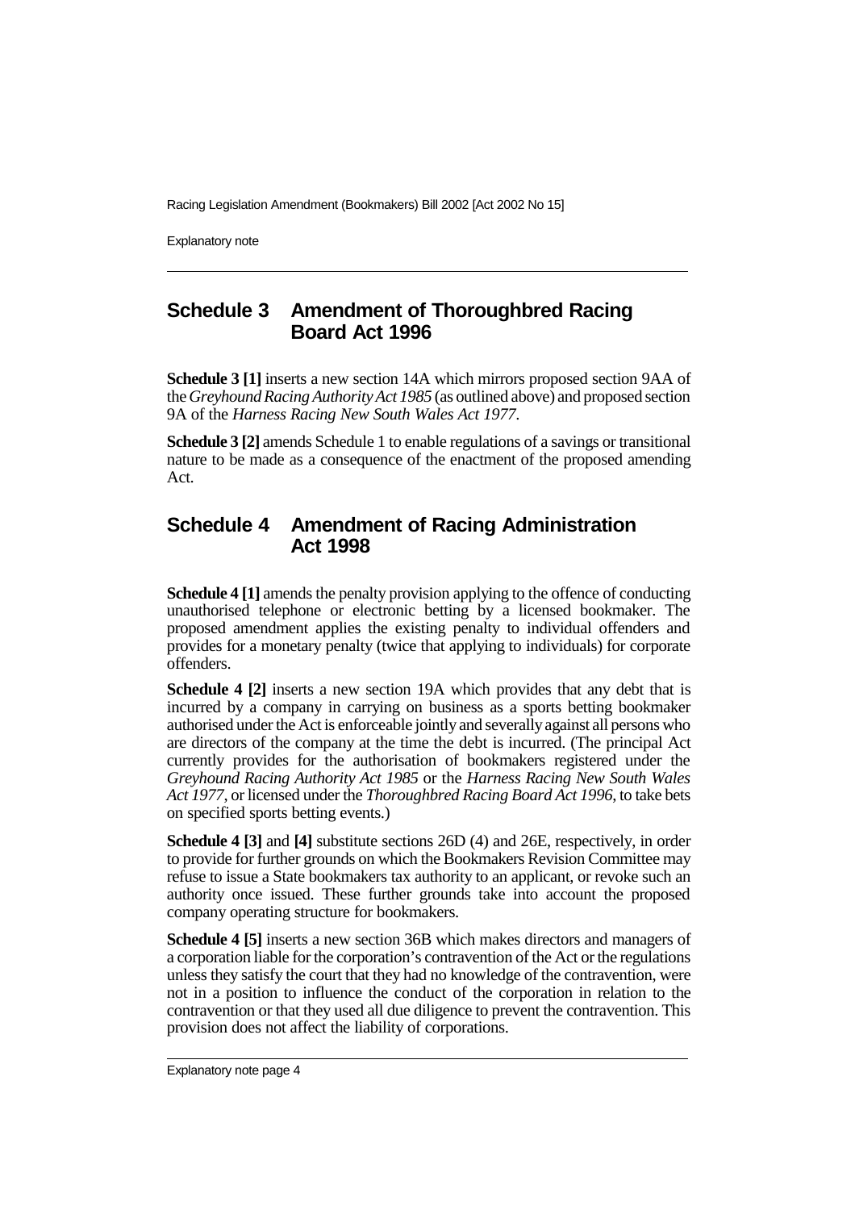## Schedule 3 Amendment of Thoroughbred Racing Board Act 1996

**Schedule 3 [1]** inserts a new section 14A which mirrors proposed section 9AA of the *Greyhound Racing Authority Act 1985* (as outlined above) and proposed section 9A of the *Harness Racing New South Wales Act 1977*.

**Schedule 3 [2]** amends Schedule 1 to enable regulations of a savings or transitional nature to be made as a consequence of the enactment of the proposed amending Act.

## Schedule 4 Amendment of Racing Administration Act 1998

**Schedule 4 [1]** amends the penalty provision applying to the offence of conducting unauthorised telephone or electronic betting by a licensed bookmaker. The proposed amendment applies the existing penalty to individual offenders and provides for a monetary penalty (twice that applying to individuals) for corporate offenders.

**Schedule 4 [2]** inserts a new section 19A which provides that any debt that is incurred by a company in carrying on business as a sports betting bookmaker authorised under the Act is enforceable jointly and severally against all persons who are directors of the company at the time the debt is incurred. (The principal Act currently provides for the authorisation of bookmakers registered under the *Greyhound Racing Authority Act 1985* or the *Harness Racing New South Wales Act 1977*, or licensed under the *Thoroughbred Racing Board Act 1996*, to take bets on specified sports betting events.)

**Schedule 4 [3]** and **[4]** substitute sections 26D (4) and 26E, respectively, in order to provide for further grounds on which the Bookmakers Revision Committee may refuse to issue a State bookmakers tax authority to an applicant, or revoke such an authority once issued. These further grounds take into account the proposed company operating structure for bookmakers.

**Schedule 4 [5]** inserts a new section 36B which makes directors and managers of a corporation liable for the corporation's contravention of the Act or the regulations unless they satisfy the court that they had no knowledge of the contravention, were not in a position to influence the conduct of the corporation in relation to the contravention or that they used all due diligence to prevent the contravention. This provision does not affect the liability of corporations.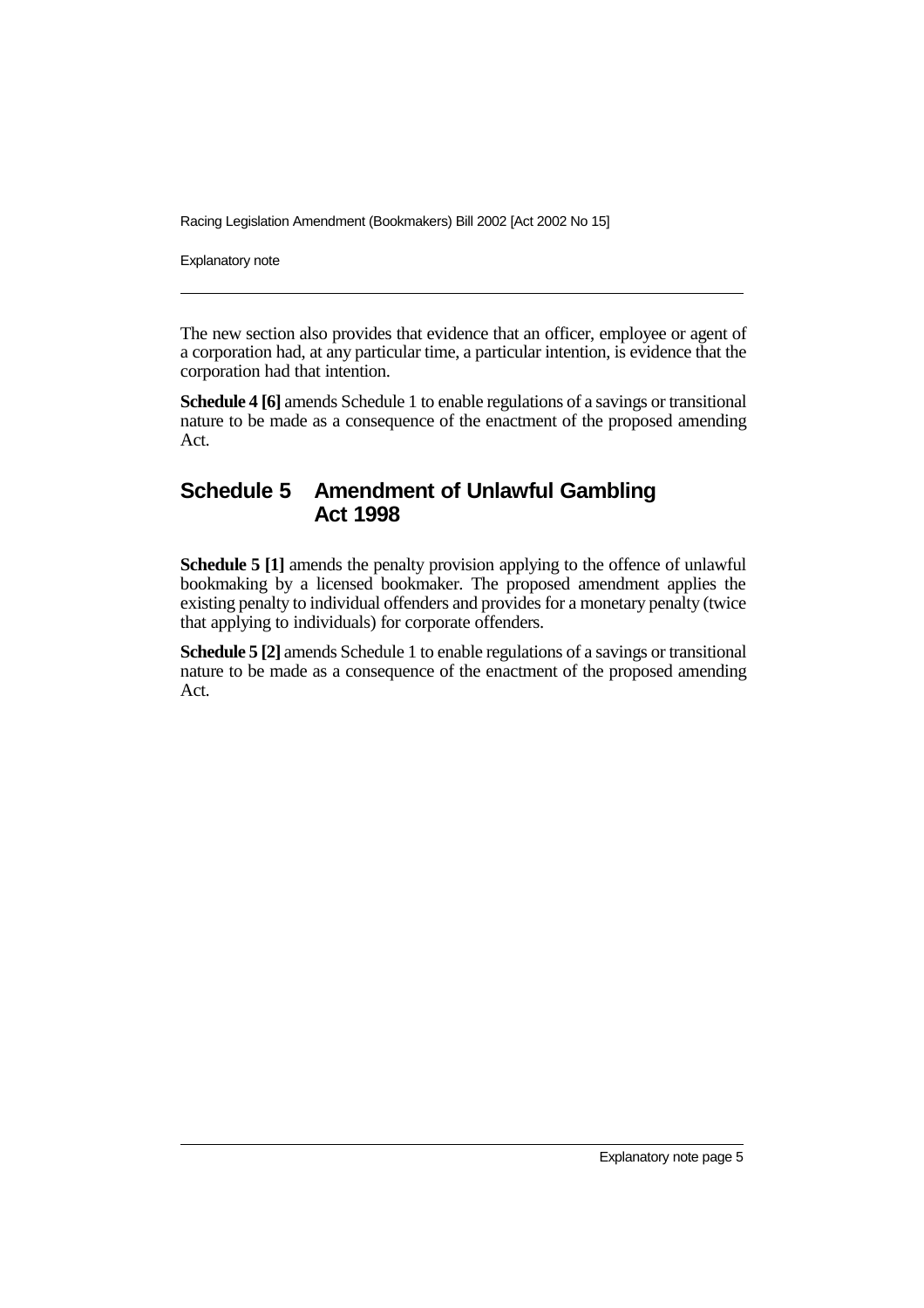The new section also provides that evidence that an officer, employee or agent of a corporation had, at any particular time, a particular intention, is evidence that the corporation had that intention.

**Schedule 4 [6]** amends Schedule 1 to enable regulations of a savings or transitional nature to be made as a consequence of the enactment of the proposed amending Act.

## Schedule 5 Amendment of Unlawful Gambling Act 1998

**Schedule 5 [1]** amends the penalty provision applying to the offence of unlawful bookmaking by a licensed bookmaker. The proposed amendment applies the existing penalty to individual offenders and provides for a monetary penalty (twice that applying to individuals) for corporate offenders.

**Schedule 5 [2]** amends Schedule 1 to enable regulations of a savings or transitional nature to be made as a consequence of the enactment of the proposed amending Act.